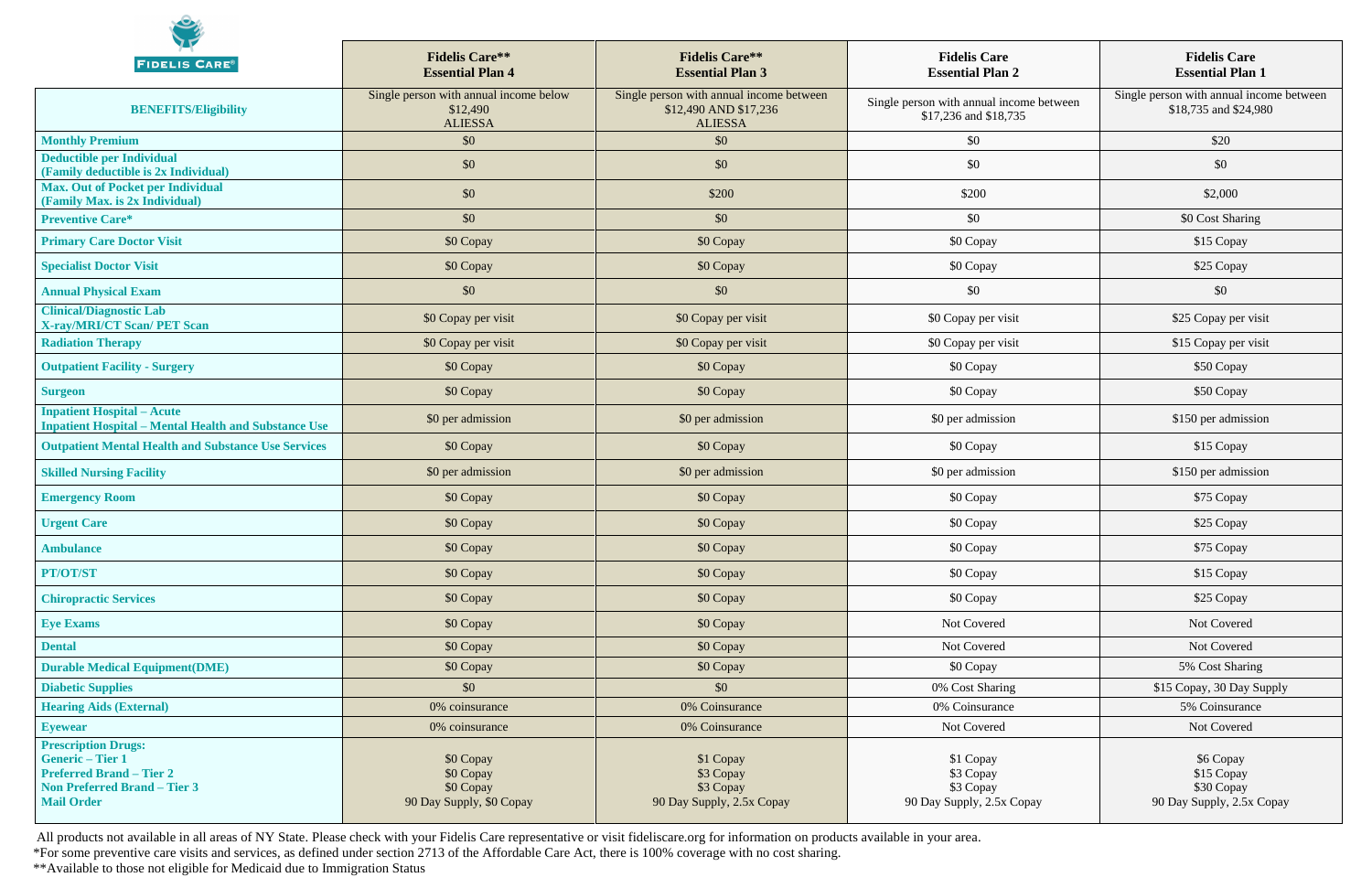| FIDELIS CARE® | Fidelis Care** Essential Plan 4 | Fidelis Care** Essential Plan 3 | Fidelis Care Essential Plan 2 | Fidelis Care Essential Plan 1 |
|---|---|---|---|---|
| **BENEFITS/Eligibility** | Single person with annual income below $12,490 ALIESSA | Single person with annual income between $12,490 AND $17,236 ALIESSA | Single person with annual income between $17,236 and $18,735 | Single person with annual income between $18,735 and $24,980 |
| **Monthly Premium** | $0 | $0 | $0 | $20 |
| **Deductible per Individual (Family deductible is 2x Individual)** | $0 | $0 | $0 | $0 |
| **Max. Out of Pocket per Individual (Family Max. is 2x Individual)** | $0 | $200 | $200 | $2,000 |
| **Preventive Care*** | $0 | $0 | $0 | $0 Cost Sharing |
| **Primary Care Doctor Visit** | $0 Copay | $0 Copay | $0 Copay | $15 Copay |
| **Specialist Doctor Visit** | $0 Copay | $0 Copay | $0 Copay | $25 Copay |
| **Annual Physical Exam** | $0 | $0 | $0 | $0 |
| **Clinical/Diagnostic Lab X-ray/MRI/CT Scan/ PET Scan** | $0 Copay per visit | $0 Copay per visit | $0 Copay per visit | $25 Copay per visit |
| **Radiation Therapy** | $0 Copay per visit | $0 Copay per visit | $0 Copay per visit | $15 Copay per visit |
| **Outpatient Facility - Surgery** | $0 Copay | $0 Copay | $0 Copay | $50 Copay |
| **Surgeon** | $0 Copay | $0 Copay | $0 Copay | $50 Copay |
| **Inpatient Hospital – Acute Inpatient Hospital – Mental Health and Substance Use** | $0 per admission | $0 per admission | $0 per admission | $150 per admission |
| **Outpatient Mental Health and Substance Use Services** | $0 Copay | $0 Copay | $0 Copay | $15 Copay |
| **Skilled Nursing Facility** | $0 per admission | $0 per admission | $0 per admission | $150 per admission |
| **Emergency Room** | $0 Copay | $0 Copay | $0 Copay | $75 Copay |
| **Urgent Care** | $0 Copay | $0 Copay | $0 Copay | $25 Copay |
| **Ambulance** | $0 Copay | $0 Copay | $0 Copay | $75 Copay |
| **PT/OT/ST** | $0 Copay | $0 Copay | $0 Copay | $15 Copay |
| **Chiropractic Services** | $0 Copay | $0 Copay | $0 Copay | $25 Copay |
| **Eye Exams** | $0 Copay | $0 Copay | Not Covered | Not Covered |
| **Dental** | $0 Copay | $0 Copay | Not Covered | Not Covered |
| **Durable Medical Equipment(DME)** | $0 Copay | $0 Copay | $0 Copay | 5% Cost Sharing |
| **Diabetic Supplies** | $0 | $0 | 0% Cost Sharing | $15 Copay, 30 Day Supply |
| **Hearing Aids (External)** | 0% coinsurance | 0% Coinsurance | 0% Coinsurance | 5% Coinsurance |
| **Eyewear** | 0% coinsurance | 0% Coinsurance | Not Covered | Not Covered |
| **Prescription Drugs: Generic – Tier 1 Preferred Brand – Tier 2 Non Preferred Brand – Tier 3 Mail Order** | $0 Copay $0 Copay $0 Copay 90 Day Supply, $0 Copay | $1 Copay $3 Copay $3 Copay 90 Day Supply, 2.5x Copay | $1 Copay $3 Copay $3 Copay 90 Day Supply, 2.5x Copay | $6 Copay $15 Copay $30 Copay 90 Day Supply, 2.5x Copay |

All products not available in all areas of NY State. Please check with your Fidelis Care representative or visit fideliscare.org for information on products available in your area.

*For some preventive care visits and services, as defined under section 2713 of the Affordable Care Act, there is 100% coverage with no cost sharing.

**Available to those not eligible for Medicaid due to Immigration Status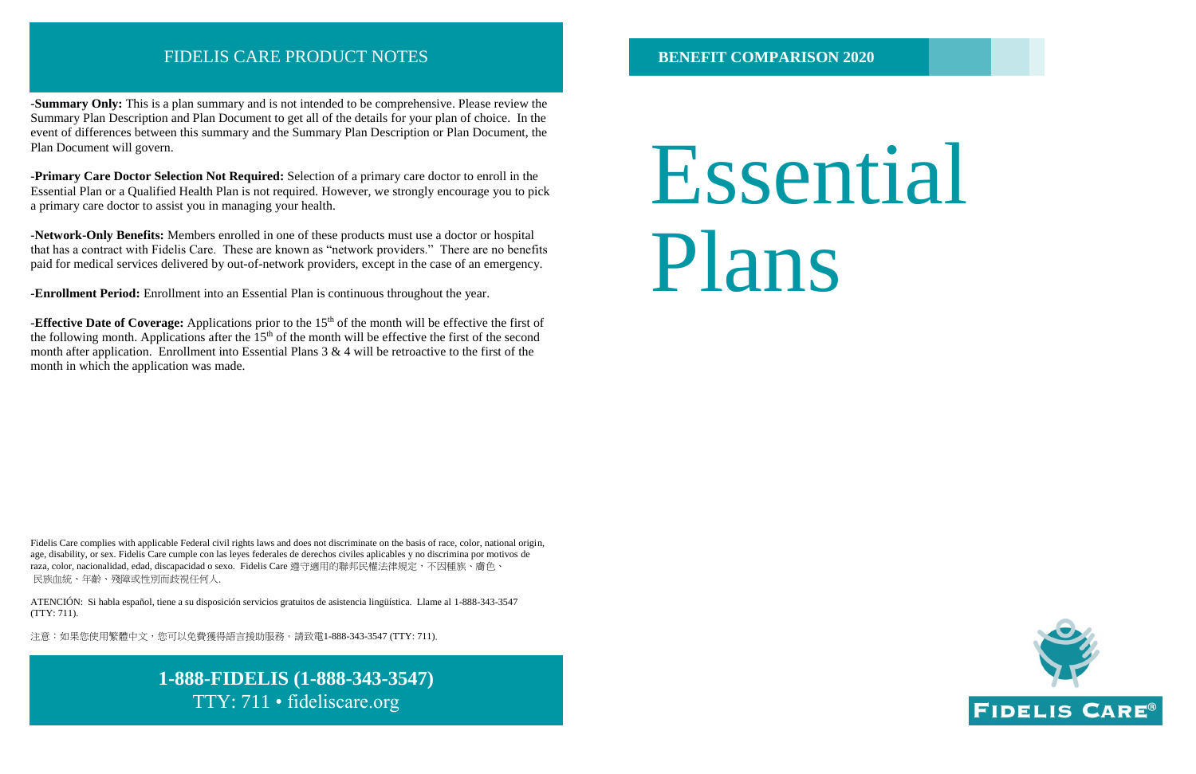## FIDELIS CARE PRODUCT NOTES

-**Summary Only:** This is a plan summary and is not intended to be comprehensive. Please review the Summary Plan Description and Plan Document to get all of the details for your plan of choice. In the event of differences between this summary and the Summary Plan Description or Plan Document, the Plan Document will govern.

-**Primary Care Doctor Selection Not Required:** Selection of a primary care doctor to enroll in the Essential Plan or a Qualified Health Plan is not required. However, we strongly encourage you to pick a primary care doctor to assist you in managing your health.

-**Network-Only Benefits:** Members enrolled in one of these products must use a doctor or hospital that has a contract with Fidelis Care. These are known as "network providers." There are no benefits paid for medical services delivered by out-of-network providers, except in the case of an emergency.

-**Enrollment Period:** Enrollment into an Essential Plan is continuous throughout the year.

-**Effective Date of Coverage:** Applications prior to the 15th of the month will be effective the first of the following month. Applications after the 15th of the month will be effective the first of the second month after application. Enrollment into Essential Plans 3 & 4 will be retroactive to the first of the month in which the application was made.

Fidelis Care complies with applicable Federal civil rights laws and does not discriminate on the basis of race, color, national origin, age, disability, or sex. Fidelis Care cumple con las leyes federales de derechos civiles aplicables y no discrimina por motivos de raza, color, nacionalidad, edad, discapacidad o sexo. Fidelis Care 遵守適用的聯邦民權法律規定，不因種族、膚色、民族血統、年齡、殘障或性別而歧視任何人.

ATENCIÓN: Si habla español, tiene a su disposición servicios gratuitos de asistencia lingüística. Llame al 1-888-343-3547 (TTY: 711).

注意：如果您使用繁體中文，您可以免費獲得語言援助服務。請致電1-888-343-3547 (TTY: 711).

**1-888-FIDELIS (1-888-343-3547)**
TTY: 711 • fideliscare.org

**BENEFIT COMPARISON 2020**

# Essential Plans

FIDELIS CARE®